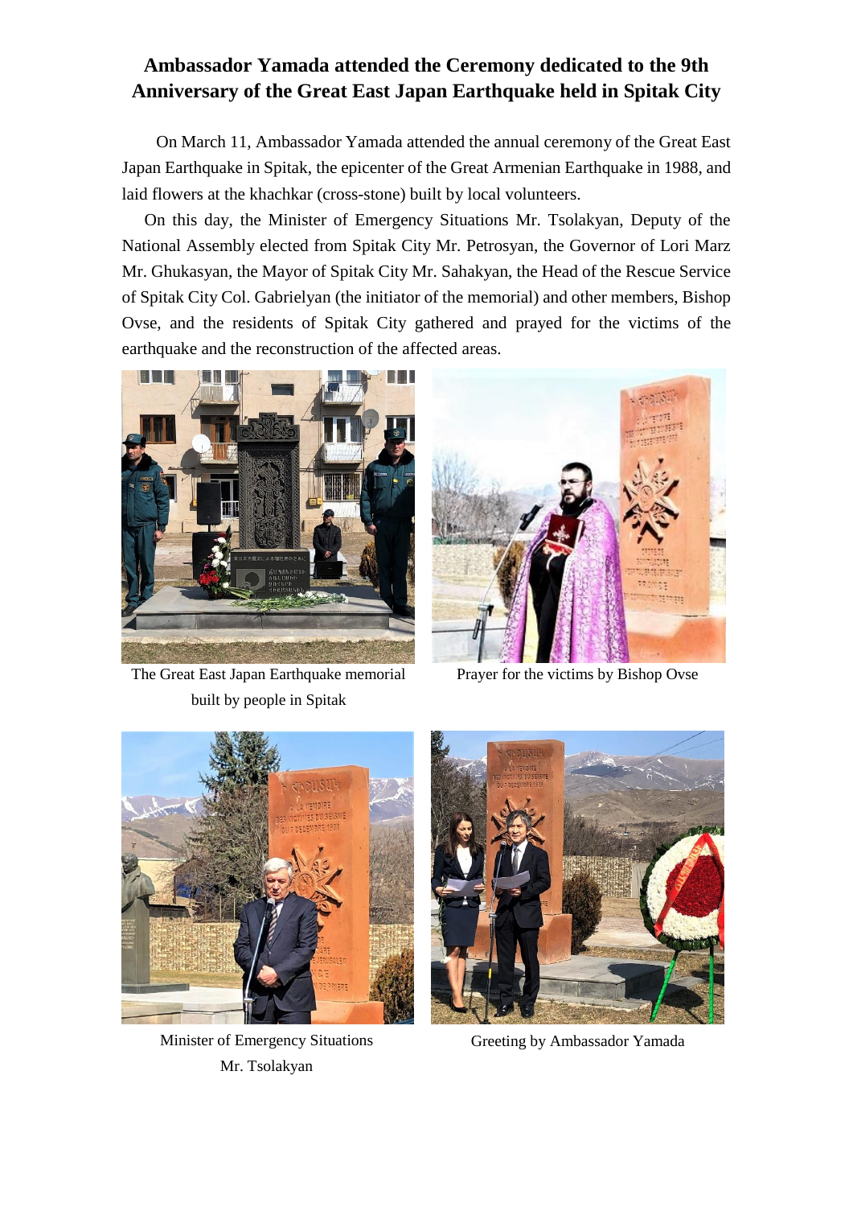# Ambassador Yamada attended the Ceremony dedicated to the 9th Anniversary of the Great East Japan Earthquake held in Spitak City

On March 11, Ambassador Yamada attended the annual ceremony of the Great East Japan Earthquake in Spitak, the epicenter of the Great Armenian Earthquake in 1988, and laid flowers at the khachkar (cross-stone) built by local volunteers.

On this day, the Minister of Emergency Situations Mr. Tsolakyan, Deputy of the National Assembly elected from Spitak City Mr. Petrosyan, the Governor of Lori Marz Mr. Ghukasyan, the Mayor of Spitak City Mr. Sahakyan, the Head of the Rescue Service of Spitak City Col. Gabrielyan (the initiator of the memorial) and other members, Bishop Ovse, and the residents of Spitak City gathered and prayed for the victims of the earthquake and the reconstruction of the affected areas.

The Great East Japan Earthquake memorial built by people in Spitak

Prayer for the victims by Bishop Ovse

Minister of Emergency Situations Mr. Tsolakyan

Greeting by Ambassador Yamada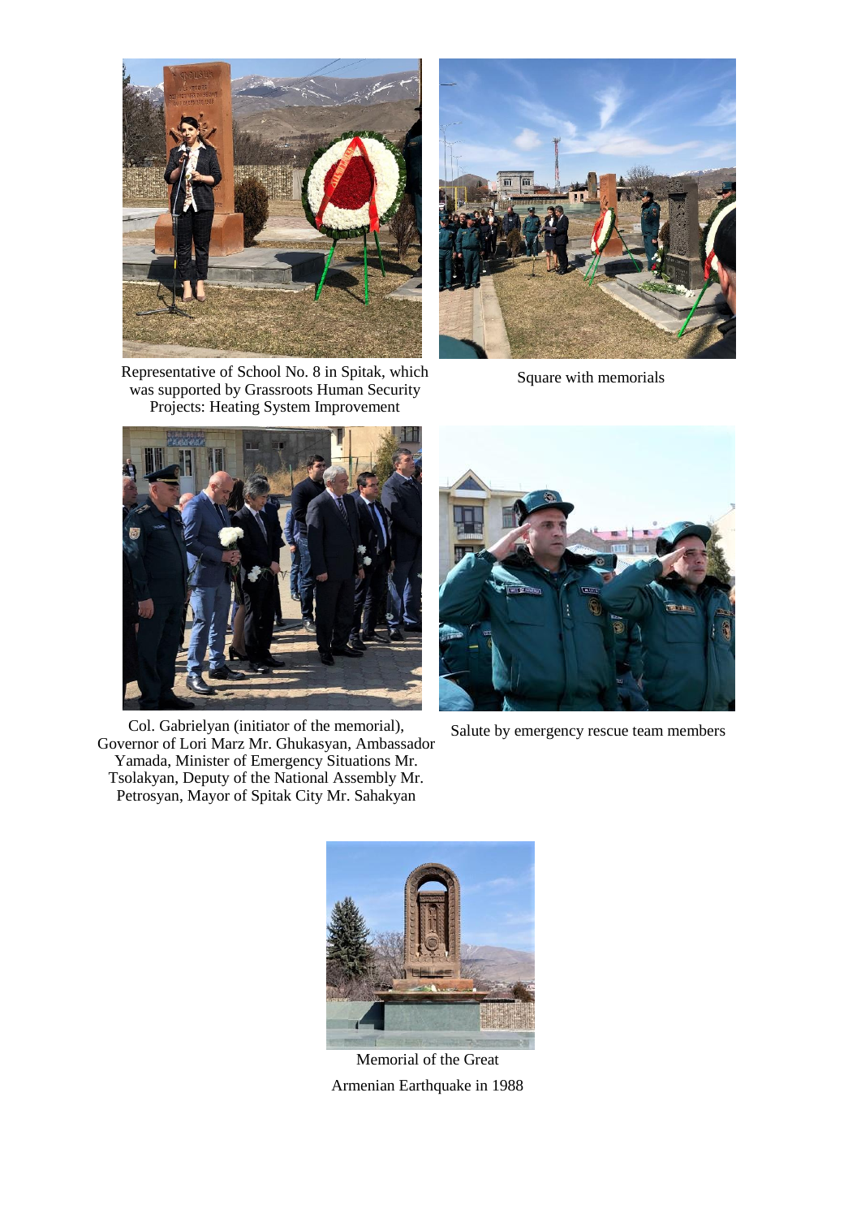Representative of School No. 8 in Spitak, which was supported by Grassroots Human Security Projects: Heating System Improvement

Square with memorials

Col. Gabrielyan (initiator of the memorial), Governor of Lori Marz Mr. Ghukasyan, Ambassador Yamada, Minister of Emergency Situations Mr. Tsolakyan, Deputy of the National Assembly Mr. Petrosyan, Mayor of Spitak City Mr. Sahakyan

Salute by emergency rescue team members

Memorial of the Great Armenian Earthquake in 1988